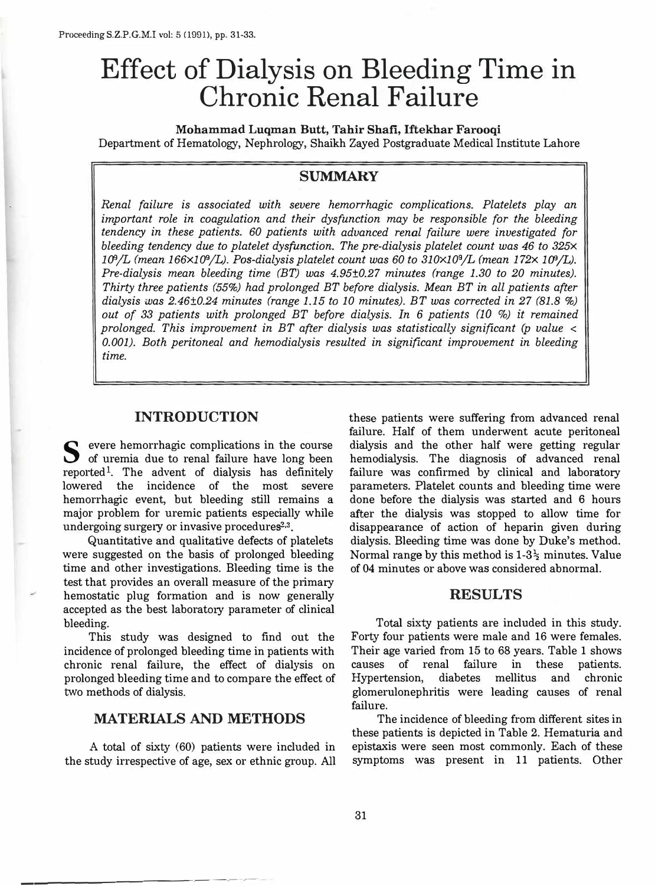# Effect of Dialysis on Bleeding Time in Chronic Renal Failure

**Mohammad Luqman Butt, Tahir Shafi, Iftekhar Farooqi**

Department of Hematology, Nephrology, Shaikh Zayed Postgraduate Medical Institute Lahore

## SUMMARY

*Renal failure is associated with severe hemorrhagic complications. Platelets play an important role in coagulation and their dysfunction may be responsible for the bleeding tendency in these patients. 60 patients with advanced renal failure were investigated for bleeding tendency due to platelet dysfunction. The pre-dialysis platelet count was 46 to 325× $10^9$/L (mean 166×$10^9$/L). Pos-dialysis platelet count was 60 to 310×$10^9$/L (mean 172× $10^9$/L). Pre-dialysis mean bleeding time (BT) was 4.95±0.27 minutes (range 1.30 to 20 minutes). Thirty three patients (55%) had prolonged BT before dialysis. Mean BT in all patients after dialysis was 2.46±0.24 minutes (range 1.15 to 10 minutes). BT was corrected in 27 (81.8 %) out of 33 patients with prolonged BT before dialysis. In 6 patients (10 %) it remained prolonged. This improvement in BT after dialysis was statistically significant (p value < 0.001). Both peritoneal and hemodialysis resulted in significant improvement in bleeding time.*

## INTRODUCTION

Severe hemorrhagic complications in the course of uremia due to renal failure have long been reported[1]. The advent of dialysis has definitely lowered the incidence of the most severe hemorrhagic event, but bleeding still remains a major problem for uremic patients especially while undergoing surgery or invasive procedures[2,3].

Quantitative and qualitative defects of platelets were suggested on the basis of prolonged bleeding time and other investigations. Bleeding time is the test that provides an overall measure of the primary hemostatic plug formation and is now generally accepted as the best laboratory parameter of clinical bleeding.

This study was designed to find out the incidence of prolonged bleeding time in patients with chronic renal failure, the effect of dialysis on prolonged bleeding time and to compare the effect of two methods of dialysis.

## MATERIALS AND METHODS

A total of sixty (60) patients were included in the study irrespective of age, sex or ethnic group. All these patients were suffering from advanced renal failure. Half of them underwent acute peritoneal dialysis and the other half were getting regular hemodialysis. The diagnosis of advanced renal failure was confirmed by clinical and laboratory parameters. Platelet counts and bleeding time were done before the dialysis was started and 6 hours after the dialysis was stopped to allow time for disappearance of action of heparin given during dialysis. Bleeding time was done by Duke's method. Normal range by this method is 1-3½ minutes. Value of 04 minutes or above was considered abnormal.

## RESULTS

Total sixty patients are included in this study. Forty four patients were male and 16 were females. Their age varied from 15 to 68 years. Table 1 shows causes of renal failure in these patients. Hypertension, diabetes mellitus and chronic glomerulonephritis were leading causes of renal failure.

The incidence of bleeding from different sites in these patients is depicted in Table 2. Hematuria and epistaxis were seen most commonly. Each of these symptoms was present in 11 patients. Other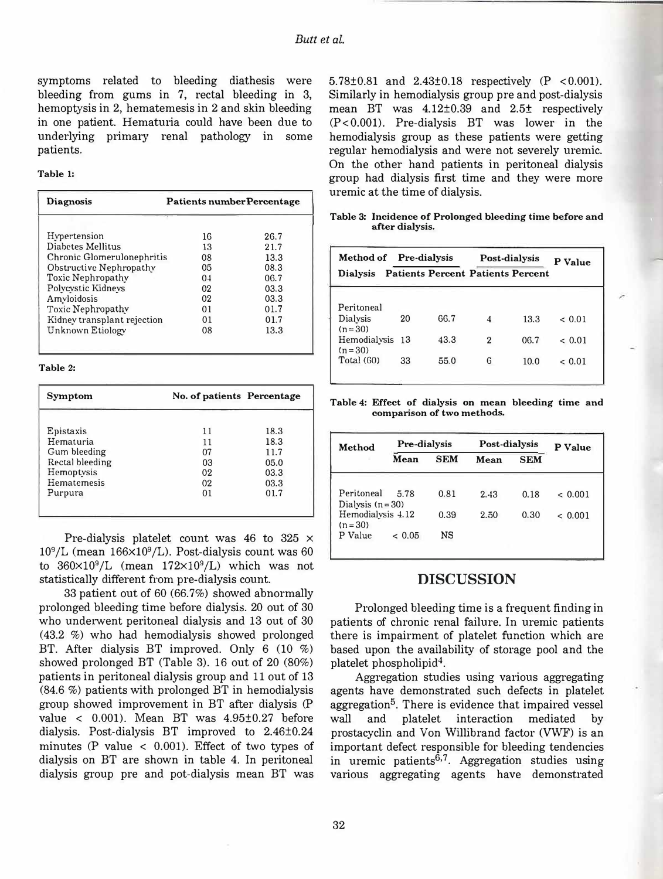symptoms related to bleeding diathesis were bleeding from gums in 7, rectal bleeding in 3, hemoptysis in 2, hematemesis in 2 and skin bleeding in one patient. Hematuria could have been due to underlying primary renal pathology in some patients.

**Table 1:**

| Diagnosis | Patients number | Percentage |
|---|---|---|
| Hypertension | 16 | 26.7 |
| Diabetes Mellitus | 13 | 21.7 |
| Chronic Glomerulonephritis | 08 | 13.3 |
| Obstructive Nephropathy | 05 | 08.3 |
| Toxic Nephropathy | 04 | 06.7 |
| Polycystic Kidneys | 02 | 03.3 |
| Amyloidosis | 02 | 03.3 |
| Toxic Nephropathy | 01 | 01.7 |
| Kidney transplant rejection | 01 | 01.7 |
| Unknown Etiology | 08 | 13.3 |

**Table 2:**

| Symptom | No. of patients | Percentage |
|---|---|---|
| Epistaxis | 11 | 18.3 |
| Hematuria | 11 | 18.3 |
| Gum bleeding | 07 | 11.7 |
| Rectal bleeding | 03 | 05.0 |
| Hemoptysis | 02 | 03.3 |
| Hematemesis | 02 | 03.3 |
| Purpura | 01 | 01.7 |

Pre-dialysis platelet count was 46 to 325 × $10^9$/L (mean 166×$10^9$/L). Post-dialysis count was 60 to 360×$10^9$/L (mean 172×$10^9$/L) which was not statistically different from pre-dialysis count.

33 patient out of 60 (66.7%) showed abnormally prolonged bleeding time before dialysis. 20 out of 30 who underwent peritoneal dialysis and 13 out of 30 (43.2 %) who had hemodialysis showed prolonged BT. After dialysis BT improved. Only 6 (10 %) showed prolonged BT (Table 3). 16 out of 20 (80%) patients in peritoneal dialysis group and 11 out of 13 (84.6 %) patients with prolonged BT in hemodialysis group showed improvement in BT after dialysis (P value < 0.001). Mean BT was 4.95±0.27 before dialysis. Post-dialysis BT improved to 2.46±0.24 minutes (P value < 0.001). Effect of two types of dialysis on BT are shown in table 4. In peritoneal dialysis group pre and pot-dialysis mean BT was 5.78±0.81 and 2.43±0.18 respectively (P <0.001). Similarly in hemodialysis group pre and post-dialysis mean BT was 4.12±0.39 and 2.5± respectively (P<0.001). Pre-dialysis BT was lower in the hemodialysis group as these patients were getting regular hemodialysis and were not severely uremic. On the other hand patients in peritoneal dialysis group had dialysis first time and they were more uremic at the time of dialysis.

**Table 3: Incidence of Prolonged bleeding time before and after dialysis.**

| Method of Dialysis | Pre-dialysis | | Post-dialysis | | P Value |
|---|---|---|---|---|---|
| | Patients | Percent | Patients | Percent | |
| Peritoneal Dialysis (n=30) | 20 | 66.7 | 4 | 13.3 | < 0.01 |
| Hemodialysis (n=30) | 13 | 43.3 | 2 | 06.7 | < 0.01 |
| Total (60) | 33 | 55.0 | 6 | 10.0 | < 0.01 |

**Table 4: Effect of dialysis on mean bleeding time and comparison of two methods.**

| Method | Pre-dialysis | | Post-dialysis | | P Value |
|---|---|---|---|---|---|
| | Mean | SEM | Mean | SEM | |
| Peritoneal Dialysis (n=30) | 5.78 | 0.81 | 2.43 | 0.18 | < 0.001 |
| Hemodialysis (n=30) | 4.12 | 0.39 | 2.50 | 0.30 | < 0.001 |
| P Value | < 0.05 | NS | | | |

## DISCUSSION

Prolonged bleeding time is a frequent finding in patients of chronic renal failure. In uremic patients there is impairment of platelet function which are based upon the availability of storage pool and the platelet phospholipid[4].

Aggregation studies using various aggregating agents have demonstrated such defects in platelet aggregation[5]. There is evidence that impaired vessel wall and platelet interaction mediated by prostacyclin and Von Willibrand factor (VWF) is an important defect responsible for bleeding tendencies in uremic patients[6,7]. Aggregation studies using various aggregating agents have demonstrated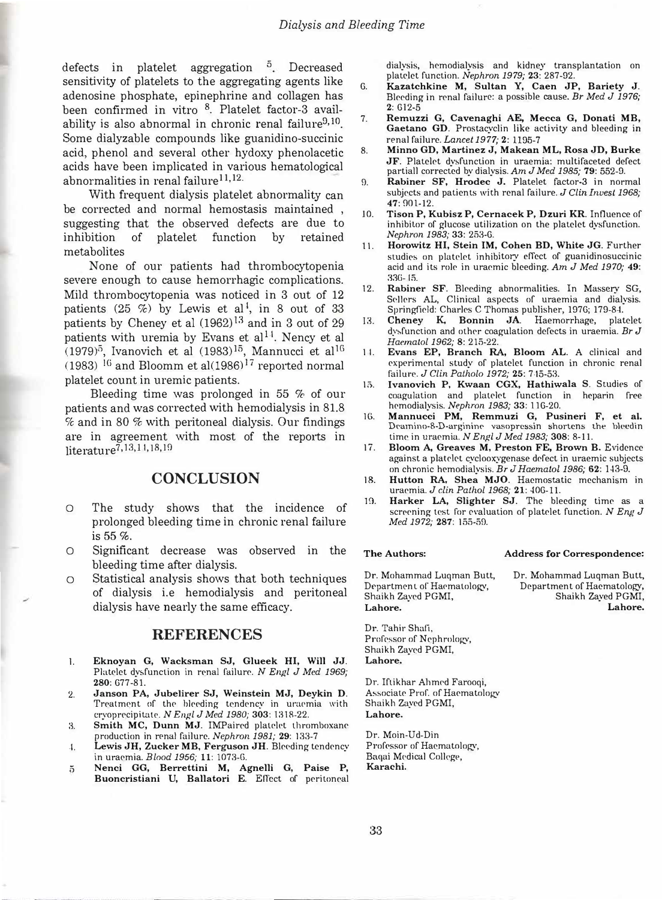defects in platelet aggregation [5]. Decreased sensitivity of platelets to the aggregating agents like adenosine phosphate, epinephrine and collagen has been confirmed in vitro [8]. Platelet factor-3 availability is also abnormal in chronic renal failure[9,10]. Some dialyzable compounds like guanidino-succinic acid, phenol and several other hydoxy phenolacetic acids have been implicated in various hematological abnormalities in renal failure[11,12].

With frequent dialysis platelet abnormality can be corrected and normal hemostasis maintained , suggesting that the observed defects are due to inhibition of platelet function by retained metabolites

None of our patients had thrombocytopenia severe enough to cause hemorrhagic complications. Mild thrombocytopenia was noticed in 3 out of 12 patients (25 %) by Lewis et al[4], in 8 out of 33 patients by Cheney et al (1962)[13] and in 3 out of 29 patients with uremia by Evans et al[14]. Nency et al (1979)[5], Ivanovich et al (1983)[15], Mannucci et al[16] (1983) [16] and Bloomm et al(1986)[17] reported normal platelet count in uremic patients.

Bleeding time was prolonged in 55 % of our patients and was corrected with hemodialysis in 81.8 % and in 80 % with peritoneal dialysis. Our findings are in agreement with most of the reports in literature[7,13,14,18,19]

## CONCLUSION

- The study shows that the incidence of prolonged bleeding time in chronic renal failure is 55 %.
- Significant decrease was observed in the bleeding time after dialysis.
- Statistical analysis shows that both techniques of dialysis i.e hemodialysis and peritoneal dialysis have nearly the same efficacy.

## REFERENCES

1. **Eknoyan G, Wacksman SJ, Glueek HI, Will JJ.** Platelet dysfunction in renal failure. *N Engl J Med 1969;* **280**: 677-81.
2. **Janson PA, Jubelirer SJ, Weinstein MJ, Deykin D.** Treatment of the bleeding tendency in uraemia with cryoprecipitate. *N Engl J Med 1980;* **303**: 1318-22.
3. **Smith MC, Dunn MJ.** IMPaired platelet thromboxane production in renal failure. *Nephron 1981;* **29**: 133-7
4. **Lewis JH, Zucker MB, Ferguson JH.** Bleeding tendency in uraemia. *Blood 1956;* **11**: 1073-6.
5. **Nenci GG, Berrettini M, Agnelli G, Paise P, Buoncristiani U, Ballatori E.** Effect of peritoneal dialysis, hemodialysis and kidney transplantation on platelet function. *Nephron 1979;* **23**: 287-92.
6. **Kazatchkine M, Sultan Y, Caen JP, Bariety J.** Bleeding in renal failure: a possible cause. *Br Med J 1976;* **2**: 612-5
7. **Remuzzi G, Cavenaghi AE, Mecca G, Donati MB, Gaetano GD.** Prostacyclin like activity and bleeding in renal failure. *Lancet 1977;* **2**: 1195-7
8. **Minno GD, Martinez J, Makean ML, Rosa JD, Burke JF.** Platelet dysfunction in uraemia: multifaceted defect partiall corrected by dialysis. *Am J Med 1985;* **79**: 552-9.
9. **Rabiner SF, Hrodec J.** Platelet factor-3 in normal subjects and patients with renal failure. *J Clin Invest 1968;* **47**: 901-12.
10. **Tison P, Kubisz P, Cernacek P, Dzuri KR.** Influence of inhibitor of glucose utilization on the platelet dysfunction. *Nephron 1983;* **33**: 253-6.
11. **Horowitz HI, Stein IM, Cohen BD, White JG.** Further studies on platelet inhibitory effect of guanidinosuccinic acid and its role in uraemic bleeding. *Am J Med 1970;* **49**: 336-45.
12. **Rabiner SF.** Bleeding abnormalities. In Massery SG, Sellers AL, Clinical aspects of uraemia and dialysis. Springfield: Charles C Thomas publisher, 1976; 179-84.
13. **Cheney K, Bonnin JA.** Haemorrhage, platelet dysfunction and other coagulation defects in uraemia. *Br J Haematol 1962;* **8**: 215-22.
14. **Evans EP, Branch RA, Bloom AL.** A clinical and experimental study of platelet function in chronic renal failure. *J Clin Patholo 1972;* **25**: 745-53.
15. **Ivanovich P, Kwaan CGX, Hathiwala S.** Studies of coagulation and platelet function in heparin free hemodialysis. *Nephron 1983;* **33**: 116-20.
16. **Mannucci PM, Remmuzi G, Pusineri F, et al.** Deamino-8-D-arginine vasopressin shortens the bleedin time in uraemia. *N Engl J Med 1983;* **308**: 8-11.
17. **Bloom A, Greaves M, Preston FE, Brown B.** Evidence against a platelet cyclooxygenase defect in uraemic subjects on chronic hemodialysis. *Br J Haematol 1986;* **62**: 143-9.
18. **Hutton RA, Shea MJO.** Haemostatic mechanism in uraemia. *J clin Pathol 1968;* **21**: 406-11.
19. **Harker LA, Slighter SJ.** The bleeding time as a screening test for evaluation of platelet function. *N Eng J Med 1972;* **287**: 155-59.

**The Authors:**

Dr. Mohammad Luqman Butt,
Department of Haematology,
Shaikh Zayed PGMI,
**Lahore.**

Dr. Tahir Shafi,
Professor of Nephrology,
Shaikh Zayed PGMI,
**Lahore.**

Dr. Iftikhar Ahmed Farooqi,
Associate Prof. of Haematology
Shaikh Zayed PGMI,
**Lahore.**

Dr. Moin-Ud-Din
Professor of Haematology,
Baqai Medical College,
**Karachi.**

**Address for Correspondence:**

Dr. Mohammad Luqman Butt,
Department of Haematology,
Shaikh Zayed PGMI,
**Lahore.**